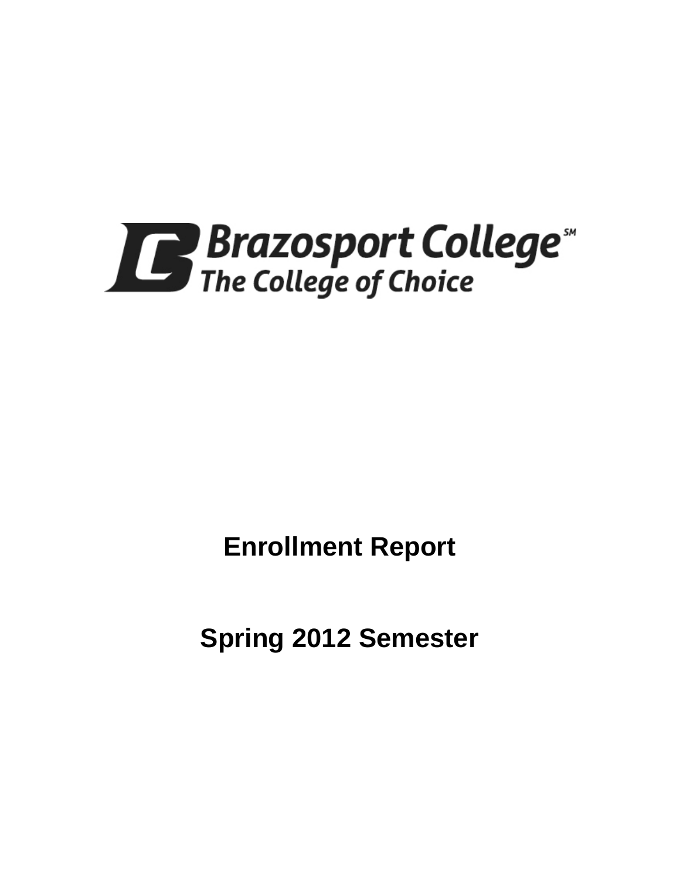Brazosport College
The College of Choice

# Enrollment Report

# Spring 2012 Semester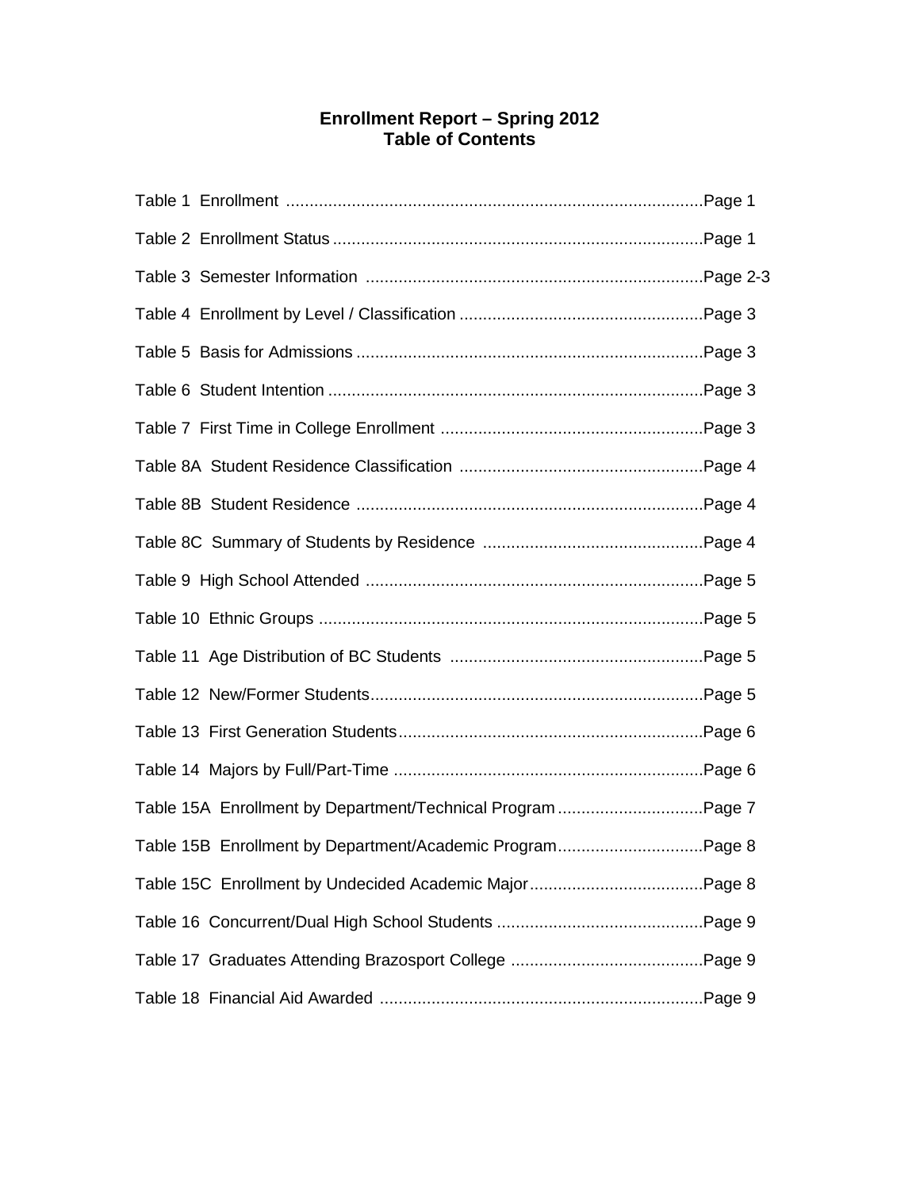# Enrollment Report – Spring 2012
## Table of Contents

Table 1 Enrollment ....................................................................................Page 1

Table 2 Enrollment Status ..........................................................................Page 1

Table 3 Semester Information ...................................................................Page 2-3

Table 4 Enrollment by Level / Classification ................................................Page 3

Table 5 Basis for Admissions .....................................................................Page 3

Table 6 Student Intention ...........................................................................Page 3

Table 7 First Time in College Enrollment ....................................................Page 3

Table 8A Student Residence Classification ................................................Page 4

Table 8B Student Residence ......................................................................Page 4

Table 8C Summary of Students by Residence ...........................................Page 4

Table 9 High School Attended ...................................................................Page 5

Table 10 Ethnic Groups .............................................................................Page 5

Table 11 Age Distribution of BC Students ..................................................Page 5

Table 12 New/Former Students...................................................................Page 5

Table 13 First Generation Students............................................................Page 6

Table 14 Majors by Full/Part-Time .............................................................Page 6

Table 15A Enrollment by Department/Technical Program ...........................Page 7

Table 15B Enrollment by Department/Academic Program...........................Page 8

Table 15C Enrollment by Undecided Academic Major.................................Page 8

Table 16 Concurrent/Dual High School Students ........................................Page 9

Table 17 Graduates Attending Brazosport College .....................................Page 9

Table 18 Financial Aid Awarded .................................................................Page 9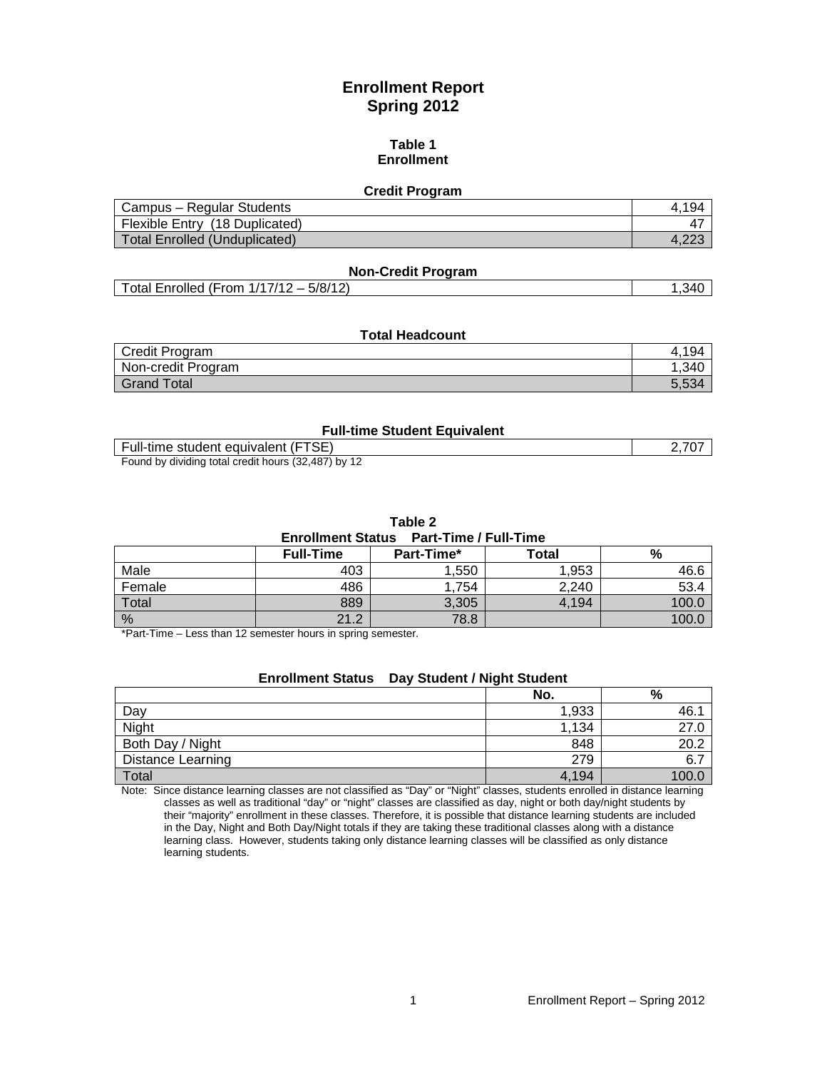# Enrollment Report
# Spring 2012

### Table 1
### Enrollment

**Credit Program**

| | |
|---|---|
| Campus – Regular Students | 4,194 |
| Flexible Entry (18 Duplicated) | 47 |
| Total Enrolled (Unduplicated) | 4,223 |

**Non-Credit Program**

| | |
|---|---|
| Total Enrolled (From 1/17/12 – 5/8/12) | 1,340 |

**Total Headcount**

| | |
|---|---|
| Credit Program | 4,194 |
| Non-credit Program | 1,340 |
| Grand Total | 5,534 |

**Full-time Student Equivalent**

| | |
|---|---|
| Full-time student equivalent (FTSE) | 2,707 |

Found by dividing total credit hours (32,487) by 12

### Table 2
**Enrollment Status Part-Time / Full-Time**

| | Full-Time | Part-Time* | Total | % |
|---|---|---|---|---|
| Male | 403 | 1,550 | 1,953 | 46.6 |
| Female | 486 | 1,754 | 2,240 | 53.4 |
| Total | 889 | 3,305 | 4,194 | 100.0 |
| % | 21.2 | 78.8 | | 100.0 |

*Part-Time – Less than 12 semester hours in spring semester.

**Enrollment Status Day Student / Night Student**

| | No. | % |
|---|---|---|
| Day | 1,933 | 46.1 |
| Night | 1,134 | 27.0 |
| Both Day / Night | 848 | 20.2 |
| Distance Learning | 279 | 6.7 |
| Total | 4,194 | 100.0 |

Note: Since distance learning classes are not classified as "Day" or "Night" classes, students enrolled in distance learning classes as well as traditional "day" or "night" classes are classified as day, night or both day/night students by their "majority" enrollment in these classes. Therefore, it is possible that distance learning students are included in the Day, Night and Both Day/Night totals if they are taking these traditional classes along with a distance learning class. However, students taking only distance learning classes will be classified as only distance learning students.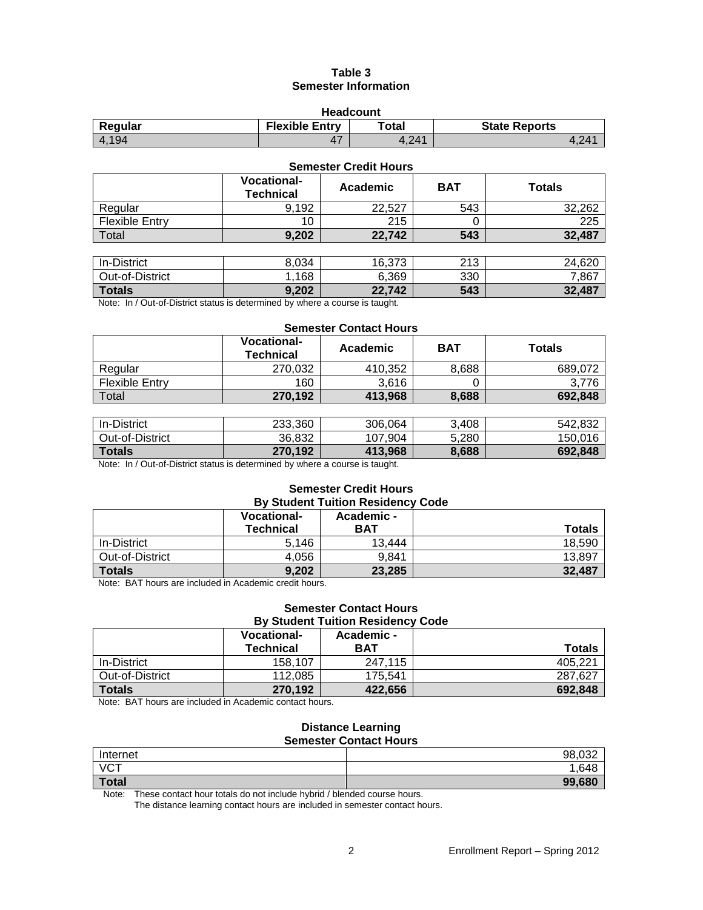# Table 3
## Semester Information

### Headcount

| Regular | Flexible Entry | Total | State Reports |
|---|---|---|---|
| 4,194 | 47 | 4,241 | 4,241 |

### Semester Credit Hours

| | Vocational-Technical | Academic | BAT | Totals |
|---|---|---|---|---|
| Regular | 9,192 | 22,527 | 543 | 32,262 |
| Flexible Entry | 10 | 215 | 0 | 225 |
| Total | **9,202** | **22,742** | **543** | **32,487** |

| | Vocational-Technical | Academic | BAT | Totals |
|---|---|---|---|---|
| In-District | 8,034 | 16,373 | 213 | 24,620 |
| Out-of-District | 1,168 | 6,369 | 330 | 7,867 |
| **Totals** | **9,202** | **22,742** | **543** | **32,487** |

Note: In / Out-of-District status is determined by where a course is taught.

### Semester Contact Hours

| | Vocational-Technical | Academic | BAT | Totals |
|---|---|---|---|---|
| Regular | 270,032 | 410,352 | 8,688 | 689,072 |
| Flexible Entry | 160 | 3,616 | 0 | 3,776 |
| Total | **270,192** | **413,968** | **8,688** | **692,848** |

| | Vocational-Technical | Academic | BAT | Totals |
|---|---|---|---|---|
| In-District | 233,360 | 306,064 | 3,408 | 542,832 |
| Out-of-District | 36,832 | 107,904 | 5,280 | 150,016 |
| **Totals** | **270,192** | **413,968** | **8,688** | **692,848** |

Note: In / Out-of-District status is determined by where a course is taught.

### Semester Credit Hours
### By Student Tuition Residency Code

| | Vocational-Technical | Academic - BAT | Totals |
|---|---|---|---|
| In-District | 5,146 | 13,444 | 18,590 |
| Out-of-District | 4,056 | 9,841 | 13,897 |
| **Totals** | **9,202** | **23,285** | **32,487** |

Note: BAT hours are included in Academic credit hours.

### Semester Contact Hours
### By Student Tuition Residency Code

| | Vocational-Technical | Academic - BAT | Totals |
|---|---|---|---|
| In-District | 158,107 | 247,115 | 405,221 |
| Out-of-District | 112,085 | 175,541 | 287,627 |
| **Totals** | **270,192** | **422,656** | **692,848** |

Note: BAT hours are included in Academic contact hours.

### Distance Learning
### Semester Contact Hours

| | |
|---|---|
| Internet | 98,032 |
| VCT | 1,648 |
| **Total** | **99,680** |

Note: These contact hour totals do not include hybrid / blended course hours.
The distance learning contact hours are included in semester contact hours.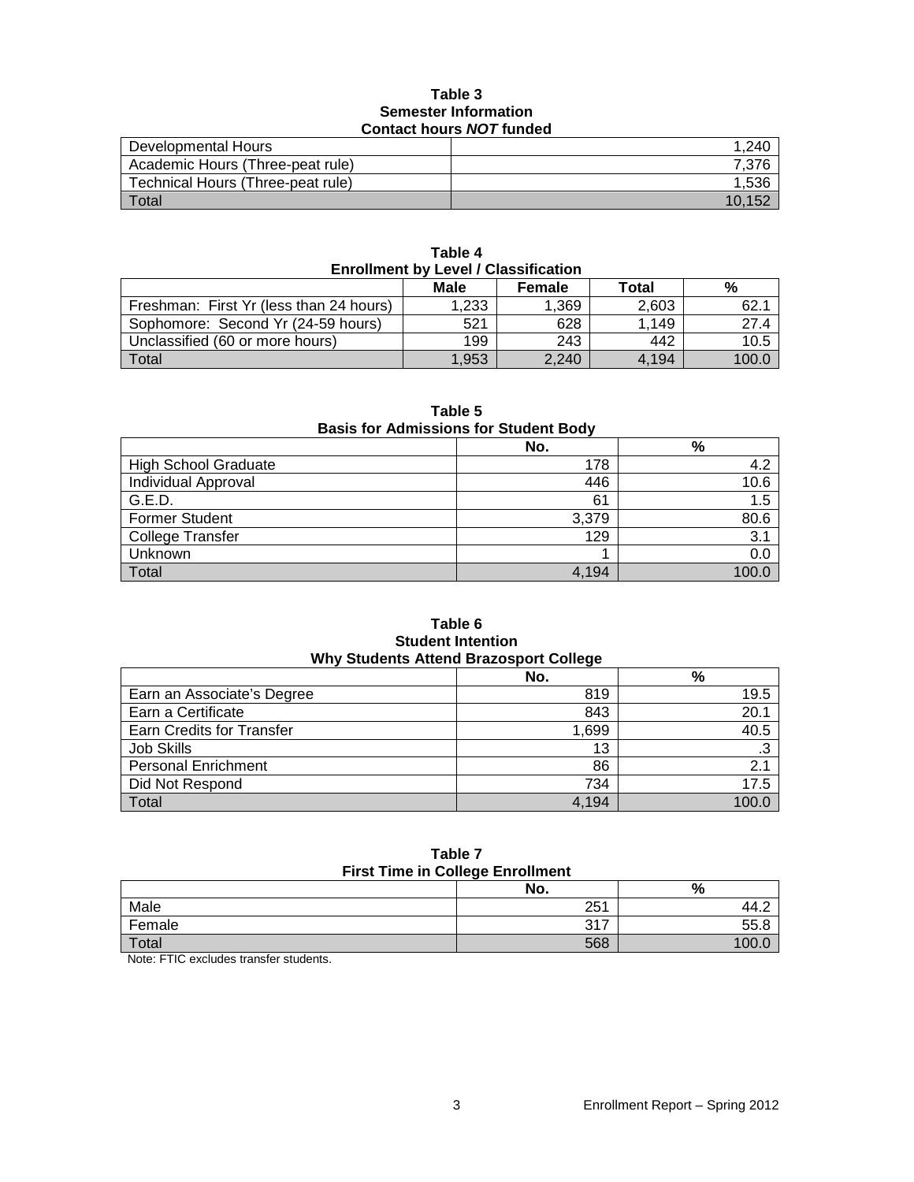**Table 3**
**Semester Information**
**Contact hours *NOT* funded**

| | |
|---|---:|
| Developmental Hours | 1,240 |
| Academic Hours (Three-peat rule) | 7,376 |
| Technical Hours (Three-peat rule) | 1,536 |
| Total | 10,152 |

**Table 4**
**Enrollment by Level / Classification**

| | Male | Female | Total | % |
|---|---:|---:|---:|---:|
| Freshman: First Yr (less than 24 hours) | 1,233 | 1,369 | 2,603 | 62.1 |
| Sophomore: Second Yr (24-59 hours) | 521 | 628 | 1,149 | 27.4 |
| Unclassified (60 or more hours) | 199 | 243 | 442 | 10.5 |
| Total | 1,953 | 2,240 | 4,194 | 100.0 |

**Table 5**
**Basis for Admissions for Student Body**

| | No. | % |
|---|---:|---:|
| High School Graduate | 178 | 4.2 |
| Individual Approval | 446 | 10.6 |
| G.E.D. | 61 | 1.5 |
| Former Student | 3,379 | 80.6 |
| College Transfer | 129 | 3.1 |
| Unknown | 1 | 0.0 |
| Total | 4,194 | 100.0 |

**Table 6**
**Student Intention**
**Why Students Attend Brazosport College**

| | No. | % |
|---|---:|---:|
| Earn an Associate's Degree | 819 | 19.5 |
| Earn a Certificate | 843 | 20.1 |
| Earn Credits for Transfer | 1,699 | 40.5 |
| Job Skills | 13 | .3 |
| Personal Enrichment | 86 | 2.1 |
| Did Not Respond | 734 | 17.5 |
| Total | 4,194 | 100.0 |

**Table 7**
**First Time in College Enrollment**

| | No. | % |
|---|---:|---:|
| Male | 251 | 44.2 |
| Female | 317 | 55.8 |
| Total | 568 | 100.0 |

Note: FTIC excludes transfer students.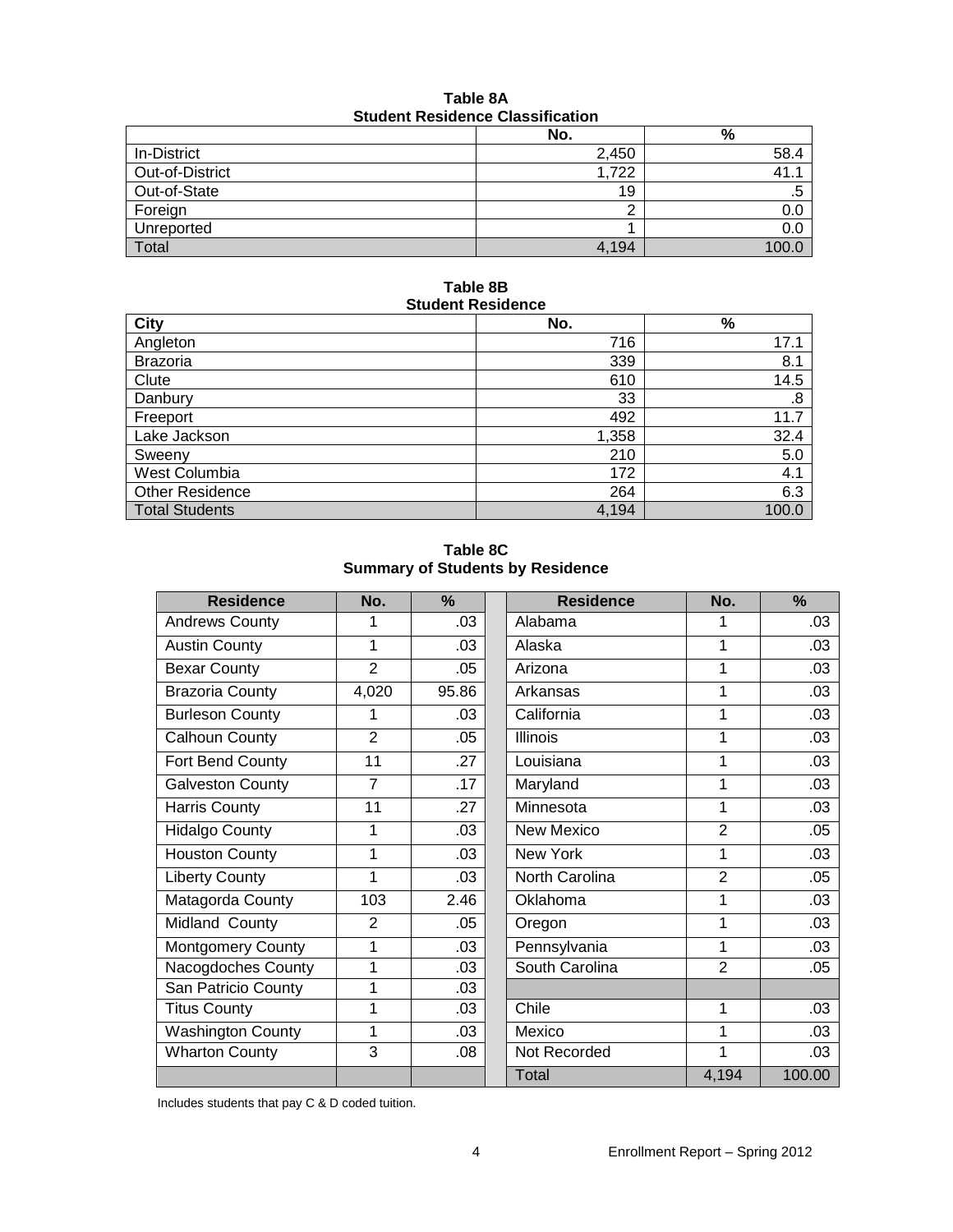**Table 8A**
**Student Residence Classification**

| | No. | % |
|---|---|---|
| In-District | 2,450 | 58.4 |
| Out-of-District | 1,722 | 41.1 |
| Out-of-State | 19 | .5 |
| Foreign | 2 | 0.0 |
| Unreported | 1 | 0.0 |
| Total | 4,194 | 100.0 |

**Table 8B**
**Student Residence**

| City | No. | % |
|---|---|---|
| Angleton | 716 | 17.1 |
| Brazoria | 339 | 8.1 |
| Clute | 610 | 14.5 |
| Danbury | 33 | .8 |
| Freeport | 492 | 11.7 |
| Lake Jackson | 1,358 | 32.4 |
| Sweeny | 210 | 5.0 |
| West Columbia | 172 | 4.1 |
| Other Residence | 264 | 6.3 |
| Total Students | 4,194 | 100.0 |

**Table 8C**
**Summary of Students by Residence**

| Residence | No. | % | | Residence | No. | % |
|---|---|---|---|---|---|---|
| Andrews County | 1 | .03 | | Alabama | 1 | .03 |
| Austin County | 1 | .03 | | Alaska | 1 | .03 |
| Bexar County | 2 | .05 | | Arizona | 1 | .03 |
| Brazoria County | 4,020 | 95.86 | | Arkansas | 1 | .03 |
| Burleson County | 1 | .03 | | California | 1 | .03 |
| Calhoun County | 2 | .05 | | Illinois | 1 | .03 |
| Fort Bend County | 11 | .27 | | Louisiana | 1 | .03 |
| Galveston County | 7 | .17 | | Maryland | 1 | .03 |
| Harris County | 11 | .27 | | Minnesota | 1 | .03 |
| Hidalgo County | 1 | .03 | | New Mexico | 2 | .05 |
| Houston County | 1 | .03 | | New York | 1 | .03 |
| Liberty County | 1 | .03 | | North Carolina | 2 | .05 |
| Matagorda County | 103 | 2.46 | | Oklahoma | 1 | .03 |
| Midland County | 2 | .05 | | Oregon | 1 | .03 |
| Montgomery County | 1 | .03 | | Pennsylvania | 1 | .03 |
| Nacogdoches County | 1 | .03 | | South Carolina | 2 | .05 |
| San Patricio County | 1 | .03 | | | | |
| Titus County | 1 | .03 | | Chile | 1 | .03 |
| Washington County | 1 | .03 | | Mexico | 1 | .03 |
| Wharton County | 3 | .08 | | Not Recorded | 1 | .03 |
| | | | | Total | 4,194 | 100.00 |

Includes students that pay C & D coded tuition.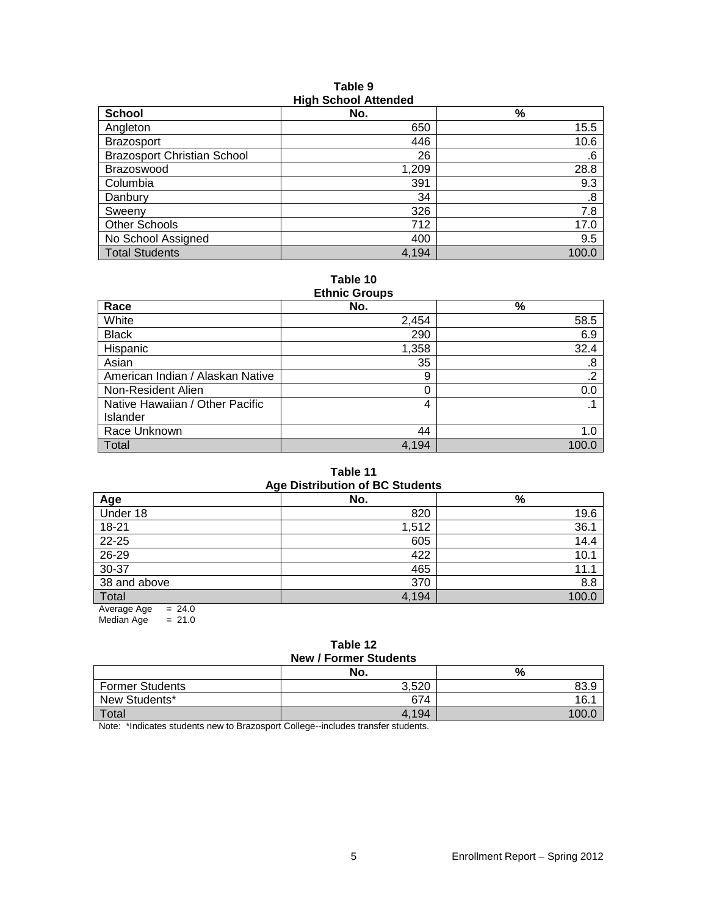**Table 9**
**High School Attended**

| School | No. | % |
|---|---|---|
| Angleton | 650 | 15.5 |
| Brazosport | 446 | 10.6 |
| Brazosport Christian School | 26 | .6 |
| Brazoswood | 1,209 | 28.8 |
| Columbia | 391 | 9.3 |
| Danbury | 34 | .8 |
| Sweeny | 326 | 7.8 |
| Other Schools | 712 | 17.0 |
| No School Assigned | 400 | 9.5 |
| Total Students | 4,194 | 100.0 |

**Table 10**
**Ethnic Groups**

| Race | No. | % |
|---|---|---|
| White | 2,454 | 58.5 |
| Black | 290 | 6.9 |
| Hispanic | 1,358 | 32.4 |
| Asian | 35 | .8 |
| American Indian / Alaskan Native | 9 | .2 |
| Non-Resident Alien | 0 | 0.0 |
| Native Hawaiian / Other Pacific Islander | 4 | .1 |
| Race Unknown | 44 | 1.0 |
| Total | 4,194 | 100.0 |

**Table 11**
**Age Distribution of BC Students**

| Age | No. | % |
|---|---|---|
| Under 18 | 820 | 19.6 |
| 18-21 | 1,512 | 36.1 |
| 22-25 | 605 | 14.4 |
| 26-29 | 422 | 10.1 |
| 30-37 | 465 | 11.1 |
| 38 and above | 370 | 8.8 |
| Total | 4,194 | 100.0 |

Average Age = 24.0
Median Age = 21.0

**Table 12**
**New / Former Students**

| | No. | % |
|---|---|---|
| Former Students | 3,520 | 83.9 |
| New Students* | 674 | 16.1 |
| Total | 4,194 | 100.0 |

Note: *Indicates students new to Brazosport College--includes transfer students.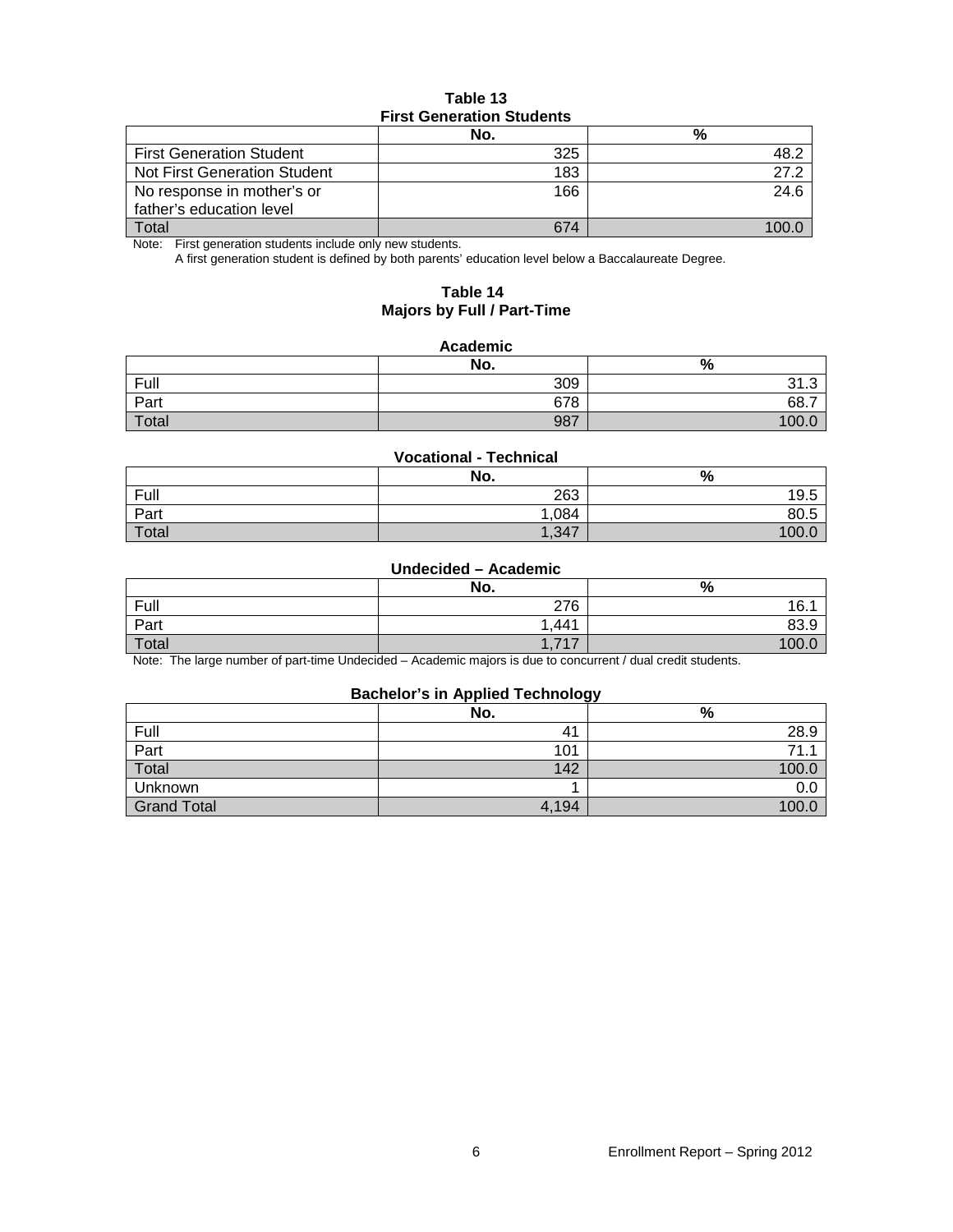**Table 13**
**First Generation Students**

| | No. | % |
|---|---|---|
| First Generation Student | 325 | 48.2 |
| Not First Generation Student | 183 | 27.2 |
| No response in mother's or father's education level | 166 | 24.6 |
| Total | 674 | 100.0 |

Note: First generation students include only new students.
A first generation student is defined by both parents' education level below a Baccalaureate Degree.

**Table 14**
**Majors by Full / Part-Time**

**Academic**

| | No. | % |
|---|---|---|
| Full | 309 | 31.3 |
| Part | 678 | 68.7 |
| Total | 987 | 100.0 |

**Vocational - Technical**

| | No. | % |
|---|---|---|
| Full | 263 | 19.5 |
| Part | 1,084 | 80.5 |
| Total | 1,347 | 100.0 |

**Undecided – Academic**

| | No. | % |
|---|---|---|
| Full | 276 | 16.1 |
| Part | 1,441 | 83.9 |
| Total | 1,717 | 100.0 |

Note: The large number of part-time Undecided – Academic majors is due to concurrent / dual credit students.

**Bachelor's in Applied Technology**

| | No. | % |
|---|---|---|
| Full | 41 | 28.9 |
| Part | 101 | 71.1 |
| Total | 142 | 100.0 |
| Unknown | 1 | 0.0 |
| Grand Total | 4,194 | 100.0 |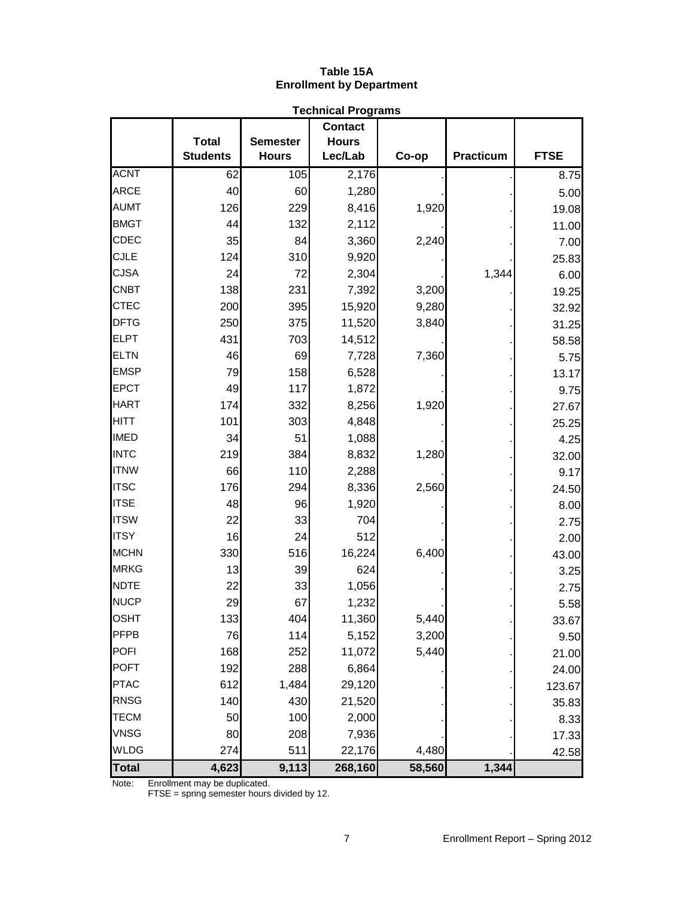# Table 15A
## Enrollment by Department

**Technical Programs**

| | Total Students | Semester Hours | Contact Hours Lec/Lab | Co-op | Practicum | FTSE |
|---|---|---|---|---|---|---|
| ACNT | 62 | 105 | 2,176 | . | . | 8.75 |
| ARCE | 40 | 60 | 1,280 | . | . | 5.00 |
| AUMT | 126 | 229 | 8,416 | 1,920 | . | 19.08 |
| BMGT | 44 | 132 | 2,112 | . | . | 11.00 |
| CDEC | 35 | 84 | 3,360 | 2,240 | . | 7.00 |
| CJLE | 124 | 310 | 9,920 | . | . | 25.83 |
| CJSA | 24 | 72 | 2,304 | . | 1,344 | 6.00 |
| CNBT | 138 | 231 | 7,392 | 3,200 | . | 19.25 |
| CTEC | 200 | 395 | 15,920 | 9,280 | . | 32.92 |
| DFTG | 250 | 375 | 11,520 | 3,840 | . | 31.25 |
| ELPT | 431 | 703 | 14,512 | . | . | 58.58 |
| ELTN | 46 | 69 | 7,728 | 7,360 | . | 5.75 |
| EMSP | 79 | 158 | 6,528 | . | . | 13.17 |
| EPCT | 49 | 117 | 1,872 | . | . | 9.75 |
| HART | 174 | 332 | 8,256 | 1,920 | . | 27.67 |
| HITT | 101 | 303 | 4,848 | . | . | 25.25 |
| IMED | 34 | 51 | 1,088 | . | . | 4.25 |
| INTC | 219 | 384 | 8,832 | 1,280 | . | 32.00 |
| ITNW | 66 | 110 | 2,288 | . | . | 9.17 |
| ITSC | 176 | 294 | 8,336 | 2,560 | . | 24.50 |
| ITSE | 48 | 96 | 1,920 | . | . | 8.00 |
| ITSW | 22 | 33 | 704 | . | . | 2.75 |
| ITSY | 16 | 24 | 512 | . | . | 2.00 |
| MCHN | 330 | 516 | 16,224 | 6,400 | . | 43.00 |
| MRKG | 13 | 39 | 624 | . | . | 3.25 |
| NDTE | 22 | 33 | 1,056 | . | . | 2.75 |
| NUCP | 29 | 67 | 1,232 | . | . | 5.58 |
| OSHT | 133 | 404 | 11,360 | 5,440 | . | 33.67 |
| PFPB | 76 | 114 | 5,152 | 3,200 | . | 9.50 |
| POFI | 168 | 252 | 11,072 | 5,440 | . | 21.00 |
| POFT | 192 | 288 | 6,864 | . | . | 24.00 |
| PTAC | 612 | 1,484 | 29,120 | . | . | 123.67 |
| RNSG | 140 | 430 | 21,520 | . | . | 35.83 |
| TECM | 50 | 100 | 2,000 | . | . | 8.33 |
| VNSG | 80 | 208 | 7,936 | . | . | 17.33 |
| WLDG | 274 | 511 | 22,176 | 4,480 | . | 42.58 |
| **Total** | **4,623** | **9,113** | **268,160** | **58,560** | **1,344** | |

Note: Enrollment may be duplicated.
FTSE = spring semester hours divided by 12.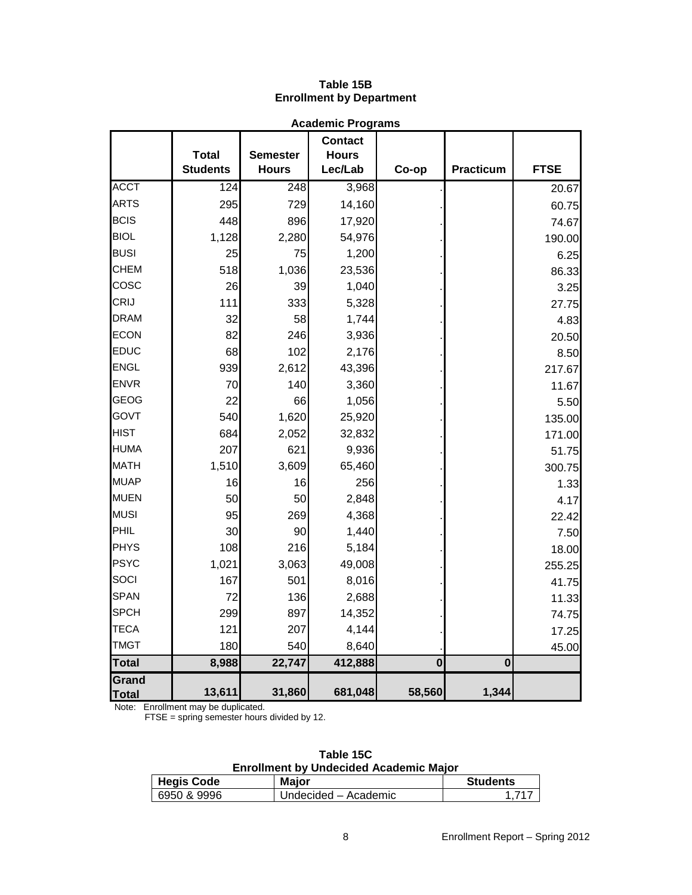# Table 15B
## Enrollment by Department

### Academic Programs

| | Total Students | Semester Hours | Contact Hours Lec/Lab | Co-op | Practicum | FTSE |
|---|---|---|---|---|---|---|
| ACCT | 124 | 248 | 3,968 | . | | 20.67 |
| ARTS | 295 | 729 | 14,160 | . | | 60.75 |
| BCIS | 448 | 896 | 17,920 | . | | 74.67 |
| BIOL | 1,128 | 2,280 | 54,976 | . | | 190.00 |
| BUSI | 25 | 75 | 1,200 | . | | 6.25 |
| CHEM | 518 | 1,036 | 23,536 | . | | 86.33 |
| COSC | 26 | 39 | 1,040 | . | | 3.25 |
| CRIJ | 111 | 333 | 5,328 | . | | 27.75 |
| DRAM | 32 | 58 | 1,744 | . | | 4.83 |
| ECON | 82 | 246 | 3,936 | . | | 20.50 |
| EDUC | 68 | 102 | 2,176 | . | | 8.50 |
| ENGL | 939 | 2,612 | 43,396 | . | | 217.67 |
| ENVR | 70 | 140 | 3,360 | . | | 11.67 |
| GEOG | 22 | 66 | 1,056 | . | | 5.50 |
| GOVT | 540 | 1,620 | 25,920 | . | | 135.00 |
| HIST | 684 | 2,052 | 32,832 | . | | 171.00 |
| HUMA | 207 | 621 | 9,936 | . | | 51.75 |
| MATH | 1,510 | 3,609 | 65,460 | . | | 300.75 |
| MUAP | 16 | 16 | 256 | . | | 1.33 |
| MUEN | 50 | 50 | 2,848 | . | | 4.17 |
| MUSI | 95 | 269 | 4,368 | . | | 22.42 |
| PHIL | 30 | 90 | 1,440 | . | | 7.50 |
| PHYS | 108 | 216 | 5,184 | . | | 18.00 |
| PSYC | 1,021 | 3,063 | 49,008 | . | | 255.25 |
| SOCI | 167 | 501 | 8,016 | . | | 41.75 |
| SPAN | 72 | 136 | 2,688 | . | | 11.33 |
| SPCH | 299 | 897 | 14,352 | . | | 74.75 |
| TECA | 121 | 207 | 4,144 | . | | 17.25 |
| TMGT | 180 | 540 | 8,640 | . | | 45.00 |
| **Total** | **8,988** | **22,747** | **412,888** | **0** | **0** | |
| **Grand Total** | **13,611** | **31,860** | **681,048** | **58,560** | **1,344** | |

Note: Enrollment may be duplicated.
FTSE = spring semester hours divided by 12.

# Table 15C
## Enrollment by Undecided Academic Major

| Hegis Code | Major | Students |
|---|---|---|
| 6950 & 9996 | Undecided – Academic | 1,717 |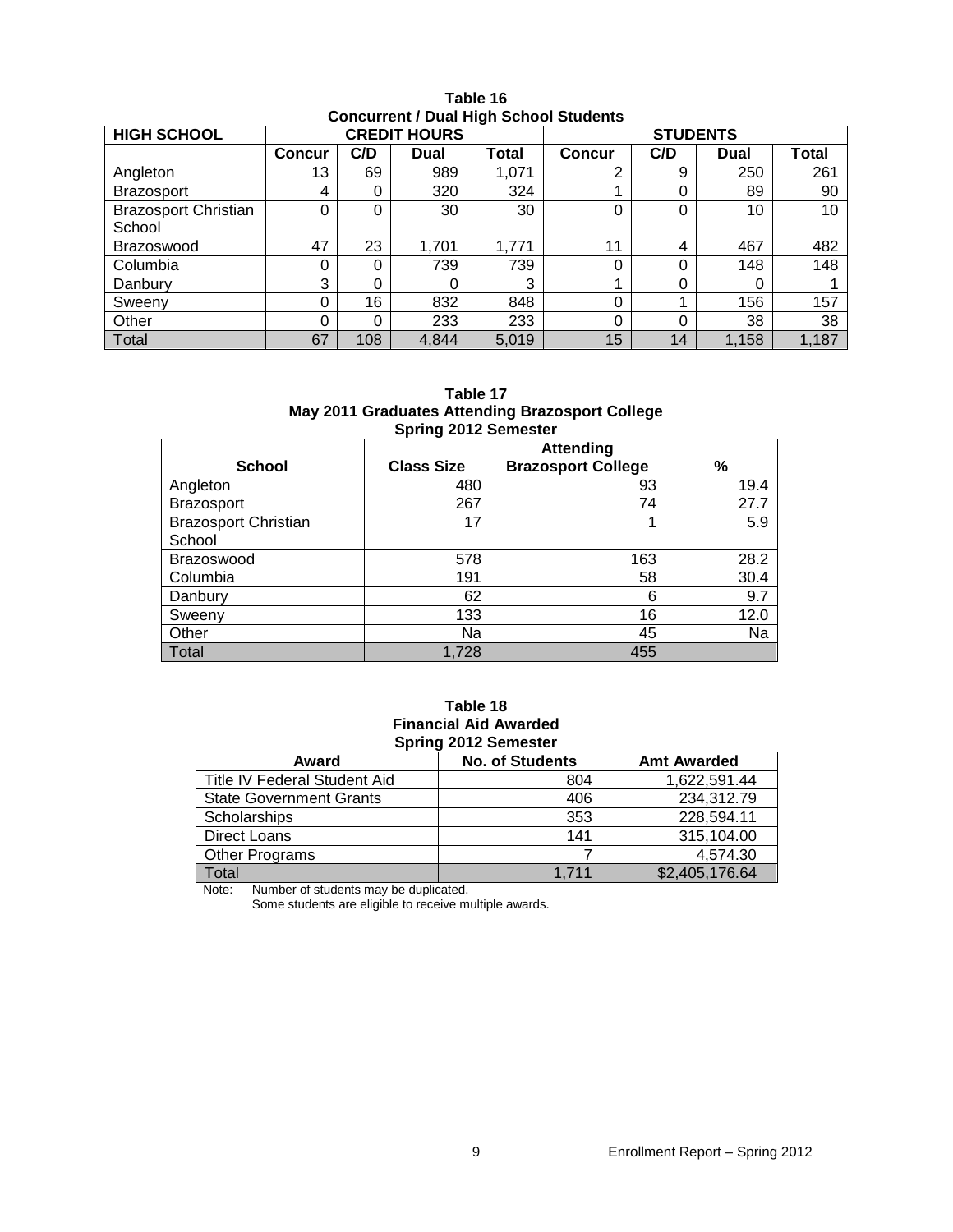**Table 16**
**Concurrent / Dual High School Students**

| HIGH SCHOOL | CREDIT HOURS | | | | STUDENTS | | | |
|---|---|---|---|---|---|---|---|---|
| | Concur | C/D | Dual | Total | Concur | C/D | Dual | Total |
| Angleton | 13 | 69 | 989 | 1,071 | 2 | 9 | 250 | 261 |
| Brazosport | 4 | 0 | 320 | 324 | 1 | 0 | 89 | 90 |
| Brazosport Christian School | 0 | 0 | 30 | 30 | 0 | 0 | 10 | 10 |
| Brazoswood | 47 | 23 | 1,701 | 1,771 | 11 | 4 | 467 | 482 |
| Columbia | 0 | 0 | 739 | 739 | 0 | 0 | 148 | 148 |
| Danbury | 3 | 0 | 0 | 3 | 1 | 0 | 0 | 1 |
| Sweeny | 0 | 16 | 832 | 848 | 0 | 1 | 156 | 157 |
| Other | 0 | 0 | 233 | 233 | 0 | 0 | 38 | 38 |
| Total | 67 | 108 | 4,844 | 5,019 | 15 | 14 | 1,158 | 1,187 |

**Table 17**
**May 2011 Graduates Attending Brazosport College**
**Spring 2012 Semester**

| School | Class Size | Attending Brazosport College | % |
|---|---|---|---|
| Angleton | 480 | 93 | 19.4 |
| Brazosport | 267 | 74 | 27.7 |
| Brazosport Christian School | 17 | 1 | 5.9 |
| Brazoswood | 578 | 163 | 28.2 |
| Columbia | 191 | 58 | 30.4 |
| Danbury | 62 | 6 | 9.7 |
| Sweeny | 133 | 16 | 12.0 |
| Other | Na | 45 | Na |
| Total | 1,728 | 455 | |

**Table 18**
**Financial Aid Awarded**
**Spring 2012 Semester**

| Award | No. of Students | Amt Awarded |
|---|---|---|
| Title IV Federal Student Aid | 804 | 1,622,591.44 |
| State Government Grants | 406 | 234,312.79 |
| Scholarships | 353 | 228,594.11 |
| Direct Loans | 141 | 315,104.00 |
| Other Programs | 7 | 4,574.30 |
| Total | 1,711 | $2,405,176.64 |

Note: Number of students may be duplicated.
Some students are eligible to receive multiple awards.